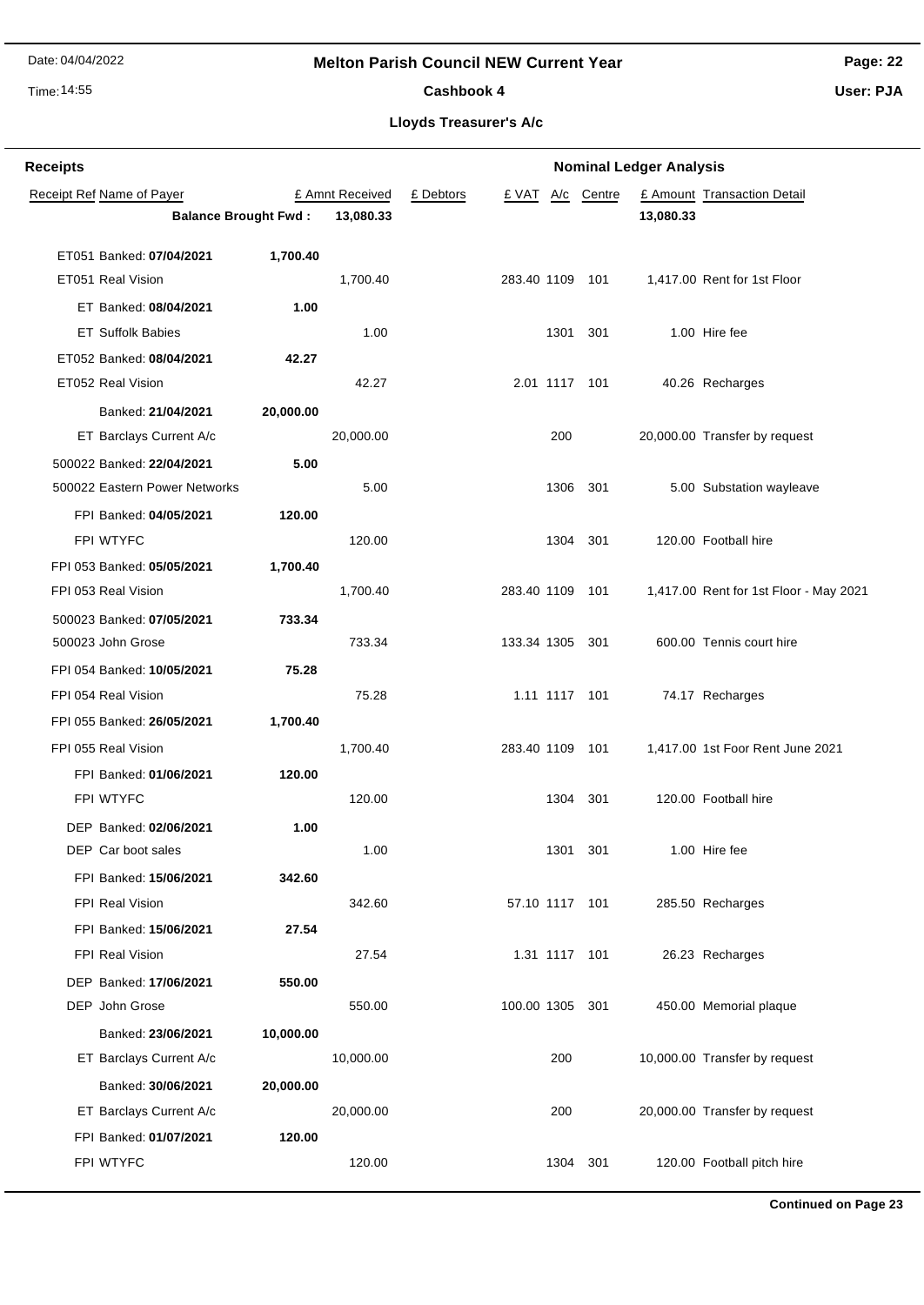# Melton Parish Council NEW Current Year

## Cashbook 4

### Lloyds Treasurer's A/c

**Receipts** — **Nominal Ledger Analysis**

| Receipt Ref | Name of Payer | | £ Amnt Received | £ Debtors | £ VAT | A/c | Centre | £ Amount | Transaction Detail |
|---|---|---|---|---|---|---|---|---|---|
| | **Balance Brought Fwd :** | | **13,080.33** | | | | | **13,080.33** | |
| ET051 | Banked: **07/04/2021** | **1,700.40** | | | | | | | |
| ET051 | Real Vision | | 1,700.40 | | 283.40 | 1109 | 101 | 1,417.00 | Rent for 1st Floor |
| ET | Banked: **08/04/2021** | **1.00** | | | | | | | |
| ET | Suffolk Babies | | 1.00 | | | 1301 | 301 | 1.00 | Hire fee |
| ET052 | Banked: **08/04/2021** | **42.27** | | | | | | | |
| ET052 | Real Vision | | 42.27 | | 2.01 | 1117 | 101 | 40.26 | Recharges |
| | Banked: **21/04/2021** | **20,000.00** | | | | | | | |
| ET | Barclays Current A/c | | 20,000.00 | | | 200 | | 20,000.00 | Transfer by request |
| 500022 | Banked: **22/04/2021** | **5.00** | | | | | | | |
| 500022 | Eastern Power Networks | | 5.00 | | | 1306 | 301 | 5.00 | Substation wayleave |
| FPI | Banked: **04/05/2021** | **120.00** | | | | | | | |
| FPI | WTYFC | | 120.00 | | | 1304 | 301 | 120.00 | Football hire |
| FPI 053 | Banked: **05/05/2021** | **1,700.40** | | | | | | | |
| FPI 053 | Real Vision | | 1,700.40 | | 283.40 | 1109 | 101 | 1,417.00 | Rent for 1st Floor - May 2021 |
| 500023 | Banked: **07/05/2021** | **733.34** | | | | | | | |
| 500023 | John Grose | | 733.34 | | 133.34 | 1305 | 301 | 600.00 | Tennis court hire |
| FPI 054 | Banked: **10/05/2021** | **75.28** | | | | | | | |
| FPI 054 | Real Vision | | 75.28 | | 1.11 | 1117 | 101 | 74.17 | Recharges |
| FPI 055 | Banked: **26/05/2021** | **1,700.40** | | | | | | | |
| FPI 055 | Real Vision | | 1,700.40 | | 283.40 | 1109 | 101 | 1,417.00 | 1st Foor Rent June 2021 |
| FPI | Banked: **01/06/2021** | **120.00** | | | | | | | |
| FPI | WTYFC | | 120.00 | | | 1304 | 301 | 120.00 | Football hire |
| DEP | Banked: **02/06/2021** | **1.00** | | | | | | | |
| DEP | Car boot sales | | 1.00 | | | 1301 | 301 | 1.00 | Hire fee |
| FPI | Banked: **15/06/2021** | **342.60** | | | | | | | |
| FPI | Real Vision | | 342.60 | | 57.10 | 1117 | 101 | 285.50 | Recharges |
| FPI | Banked: **15/06/2021** | **27.54** | | | | | | | |
| FPI | Real Vision | | 27.54 | | 1.31 | 1117 | 101 | 26.23 | Recharges |
| DEP | Banked: **17/06/2021** | **550.00** | | | | | | | |
| DEP | John Grose | | 550.00 | | 100.00 | 1305 | 301 | 450.00 | Memorial plaque |
| | Banked: **23/06/2021** | **10,000.00** | | | | | | | |
| ET | Barclays Current A/c | | 10,000.00 | | | 200 | | 10,000.00 | Transfer by request |
| | Banked: **30/06/2021** | **20,000.00** | | | | | | | |
| ET | Barclays Current A/c | | 20,000.00 | | | 200 | | 20,000.00 | Transfer by request |
| FPI | Banked: **01/07/2021** | **120.00** | | | | | | | |
| FPI | WTYFC | | 120.00 | | | 1304 | 301 | 120.00 | Football pitch hire |

**Continued on Page 23**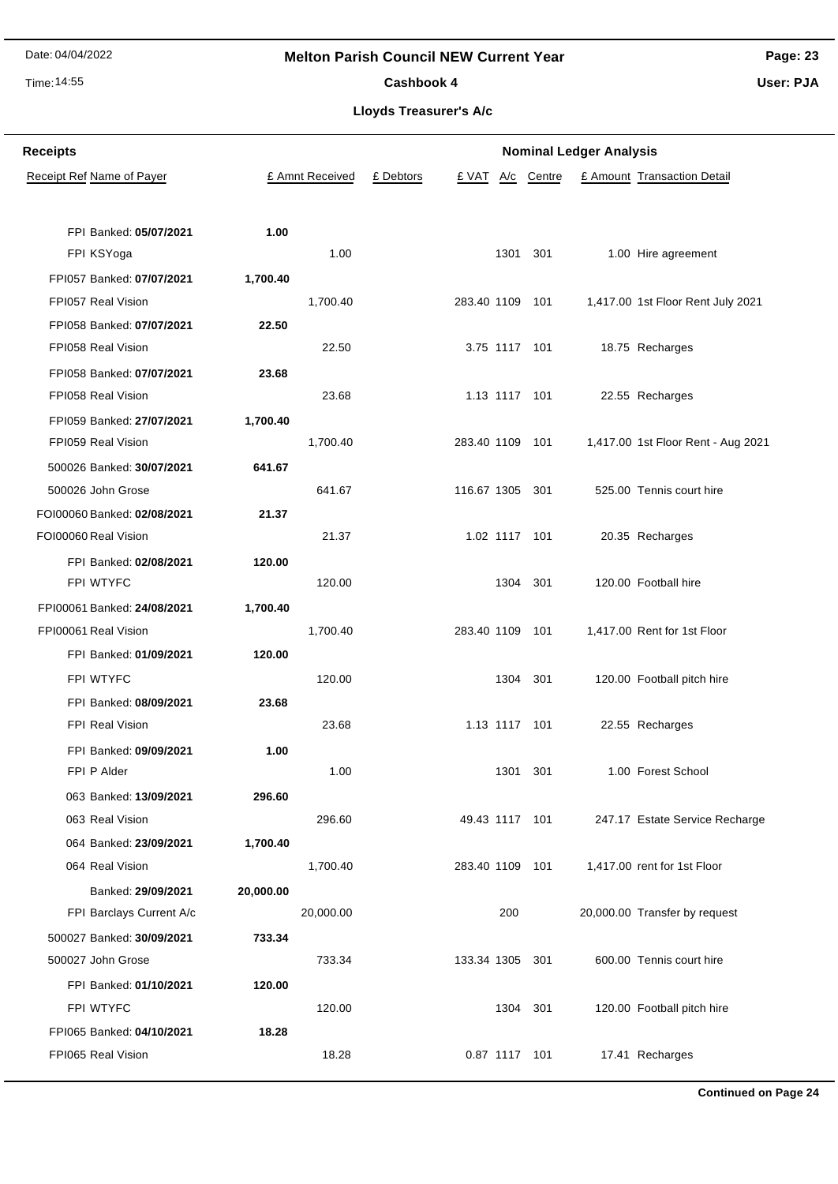# Melton Parish Council NEW Current Year

## Cashbook 4

### Lloyds Treasurer's A/c

| Receipts | | | | Nominal Ledger Analysis | | | | |
|---|---|---|---|---|---|---|---|---|
| Receipt Ref Name of Payer | | £ Amnt Received | £ Debtors | £ VAT | A/c | Centre | £ Amount | Transaction Detail |
| FPI Banked: **05/07/2021** | **1.00** | | | | | | | |
| FPI KSYoga | | 1.00 | | | 1301 | 301 | 1.00 | Hire agreement |
| FPI057 Banked: **07/07/2021** | **1,700.40** | | | | | | | |
| FPI057 Real Vision | | 1,700.40 | | 283.40 | 1109 | 101 | 1,417.00 | 1st Floor Rent July 2021 |
| FPI058 Banked: **07/07/2021** | **22.50** | | | | | | | |
| FPI058 Real Vision | | 22.50 | | 3.75 | 1117 | 101 | 18.75 | Recharges |
| FPI058 Banked: **07/07/2021** | **23.68** | | | | | | | |
| FPI058 Real Vision | | 23.68 | | 1.13 | 1117 | 101 | 22.55 | Recharges |
| FPI059 Banked: **27/07/2021** | **1,700.40** | | | | | | | |
| FPI059 Real Vision | | 1,700.40 | | 283.40 | 1109 | 101 | 1,417.00 | 1st Floor Rent - Aug 2021 |
| 500026 Banked: **30/07/2021** | **641.67** | | | | | | | |
| 500026 John Grose | | 641.67 | | 116.67 | 1305 | 301 | 525.00 | Tennis court hire |
| FOI00060 Banked: **02/08/2021** | **21.37** | | | | | | | |
| FOI00060 Real Vision | | 21.37 | | 1.02 | 1117 | 101 | 20.35 | Recharges |
| FPI Banked: **02/08/2021** | **120.00** | | | | | | | |
| FPI WTYFC | | 120.00 | | | 1304 | 301 | 120.00 | Football hire |
| FPI00061 Banked: **24/08/2021** | **1,700.40** | | | | | | | |
| FPI00061 Real Vision | | 1,700.40 | | 283.40 | 1109 | 101 | 1,417.00 | Rent for 1st Floor |
| FPI Banked: **01/09/2021** | **120.00** | | | | | | | |
| FPI WTYFC | | 120.00 | | | 1304 | 301 | 120.00 | Football pitch hire |
| FPI Banked: **08/09/2021** | **23.68** | | | | | | | |
| FPI Real Vision | | 23.68 | | 1.13 | 1117 | 101 | 22.55 | Recharges |
| FPI Banked: **09/09/2021** | **1.00** | | | | | | | |
| FPI P Alder | | 1.00 | | | 1301 | 301 | 1.00 | Forest School |
| 063 Banked: **13/09/2021** | **296.60** | | | | | | | |
| 063 Real Vision | | 296.60 | | 49.43 | 1117 | 101 | 247.17 | Estate Service Recharge |
| 064 Banked: **23/09/2021** | **1,700.40** | | | | | | | |
| 064 Real Vision | | 1,700.40 | | 283.40 | 1109 | 101 | 1,417.00 | rent for 1st Floor |
| Banked: **29/09/2021** | **20,000.00** | | | | | | | |
| FPI Barclays Current A/c | | 20,000.00 | | | 200 | | 20,000.00 | Transfer by request |
| 500027 Banked: **30/09/2021** | **733.34** | | | | | | | |
| 500027 John Grose | | 733.34 | | 133.34 | 1305 | 301 | 600.00 | Tennis court hire |
| FPI Banked: **01/10/2021** | **120.00** | | | | | | | |
| FPI WTYFC | | 120.00 | | | 1304 | 301 | 120.00 | Football pitch hire |
| FPI065 Banked: **04/10/2021** | **18.28** | | | | | | | |
| FPI065 Real Vision | | 18.28 | | 0.87 | 1117 | 101 | 17.41 | Recharges |

**Continued on Page 24**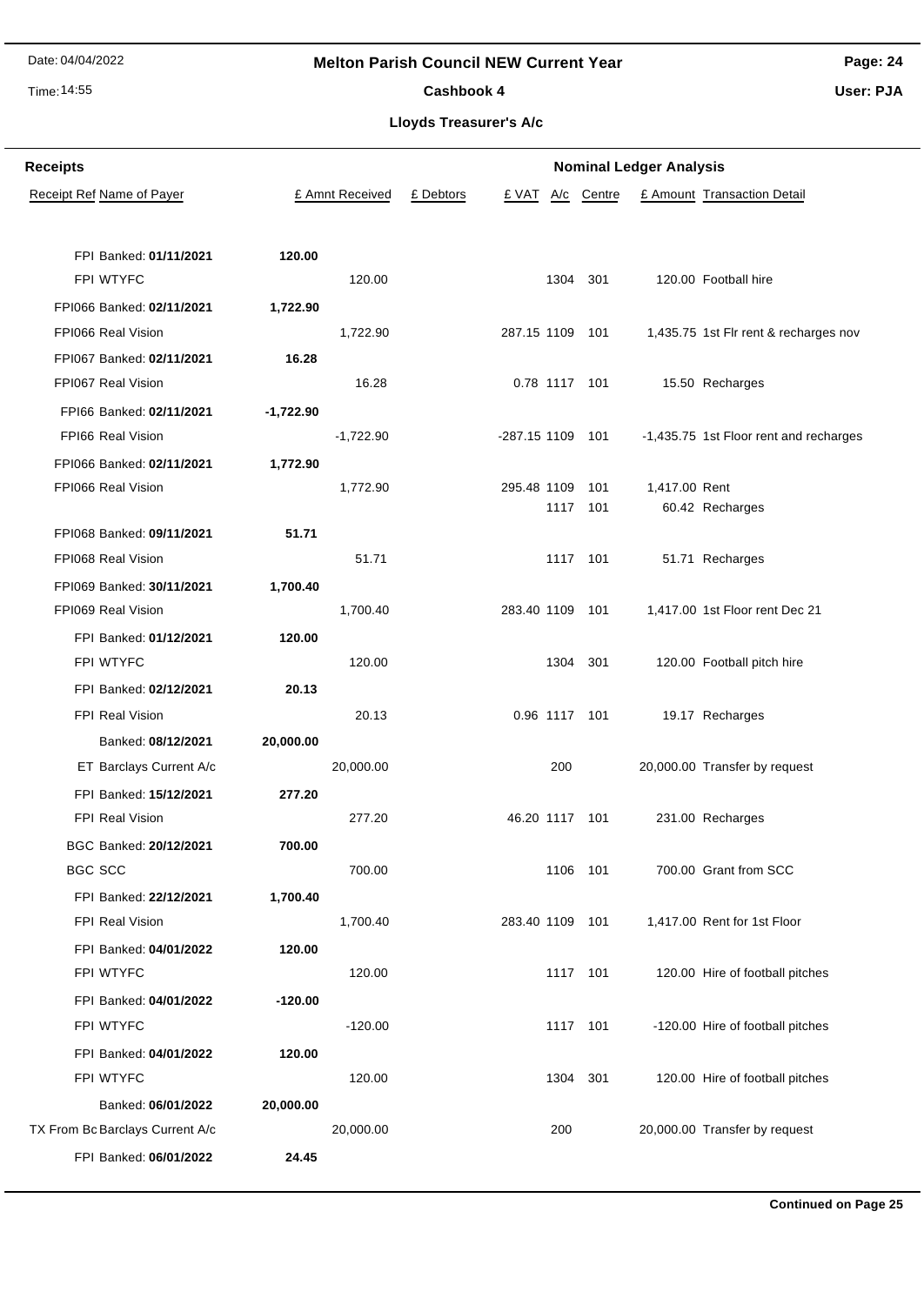# Melton Parish Council NEW Current Year

## Cashbook 4

### Lloyds Treasurer's A/c

Date: 04/04/2022
Time: 14:55
User: PJA

| Receipts | | | | Nominal Ledger Analysis | | | | |
|---|---|---|---|---|---|---|---|---|
| Receipt Ref Name of Payer | | £ Amnt Received | £ Debtors | £ VAT | A/c | Centre | £ Amount | Transaction Detail |
| FPI Banked: **01/11/2021** | **120.00** | | | | | | | |
| FPI WTYFC | | 120.00 | | | 1304 | 301 | 120.00 | Football hire |
| FPI066 Banked: **02/11/2021** | **1,722.90** | | | | | | | |
| FPI066 Real Vision | | 1,722.90 | | 287.15 | 1109 | 101 | 1,435.75 | 1st Flr rent & recharges nov |
| FPI067 Banked: **02/11/2021** | **16.28** | | | | | | | |
| FPI067 Real Vision | | 16.28 | | 0.78 | 1117 | 101 | 15.50 | Recharges |
| FPI66 Banked: **02/11/2021** | **-1,722.90** | | | | | | | |
| FPI66 Real Vision | | -1,722.90 | | -287.15 | 1109 | 101 | -1,435.75 | 1st Floor rent and recharges |
| FPI066 Banked: **02/11/2021** | **1,772.90** | | | | | | | |
| FPI066 Real Vision | | 1,772.90 | | 295.48 | 1109 | 101 | 1,417.00 | Rent |
| | | | | | 1117 | 101 | 60.42 | Recharges |
| FPI068 Banked: **09/11/2021** | **51.71** | | | | | | | |
| FPI068 Real Vision | | 51.71 | | | 1117 | 101 | 51.71 | Recharges |
| FPI069 Banked: **30/11/2021** | **1,700.40** | | | | | | | |
| FPI069 Real Vision | | 1,700.40 | | 283.40 | 1109 | 101 | 1,417.00 | 1st Floor rent Dec 21 |
| FPI Banked: **01/12/2021** | **120.00** | | | | | | | |
| FPI WTYFC | | 120.00 | | | 1304 | 301 | 120.00 | Football pitch hire |
| FPI Banked: **02/12/2021** | **20.13** | | | | | | | |
| FPI Real Vision | | 20.13 | | 0.96 | 1117 | 101 | 19.17 | Recharges |
| Banked: **08/12/2021** | **20,000.00** | | | | | | | |
| ET Barclays Current A/c | | 20,000.00 | | | 200 | | 20,000.00 | Transfer by request |
| FPI Banked: **15/12/2021** | **277.20** | | | | | | | |
| FPI Real Vision | | 277.20 | | 46.20 | 1117 | 101 | 231.00 | Recharges |
| BGC Banked: **20/12/2021** | **700.00** | | | | | | | |
| BGC SCC | | 700.00 | | | 1106 | 101 | 700.00 | Grant from SCC |
| FPI Banked: **22/12/2021** | **1,700.40** | | | | | | | |
| FPI Real Vision | | 1,700.40 | | 283.40 | 1109 | 101 | 1,417.00 | Rent for 1st Floor |
| FPI Banked: **04/01/2022** | **120.00** | | | | | | | |
| FPI WTYFC | | 120.00 | | | 1117 | 101 | 120.00 | Hire of football pitches |
| FPI Banked: **04/01/2022** | **-120.00** | | | | | | | |
| FPI WTYFC | | -120.00 | | | 1117 | 101 | -120.00 | Hire of football pitches |
| FPI Banked: **04/01/2022** | **120.00** | | | | | | | |
| FPI WTYFC | | 120.00 | | | 1304 | 301 | 120.00 | Hire of football pitches |
| Banked: **06/01/2022** | **20,000.00** | | | | | | | |
| TX From Bc Barclays Current A/c | | 20,000.00 | | | 200 | | 20,000.00 | Transfer by request |
| FPI Banked: **06/01/2022** | **24.45** | | | | | | | |

**Continued on Page 25**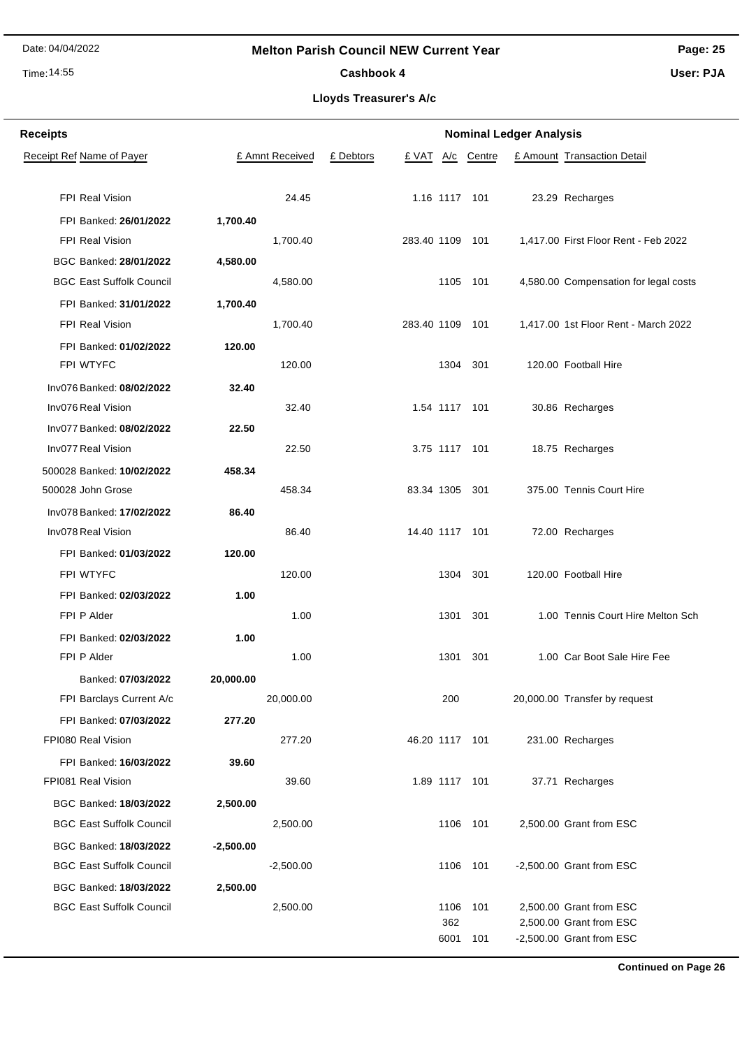# Melton Parish Council NEW Current Year

## Cashbook 4

### Lloyds Treasurer's A/c

| Receipt Ref | Name of Payer | £ Amnt Received | £ Debtors | £ VAT | A/c | Centre | £ Amount | Transaction Detail |
|---|---|---|---|---|---|---|---|---|
| FPI | Real Vision | 24.45 | | 1.16 | 1117 | 101 | 23.29 | Recharges |
| FPI | Banked: **26/01/2022** | **1,700.40** | | | | | | |
| FPI | Real Vision | 1,700.40 | | 283.40 | 1109 | 101 | 1,417.00 | First Floor Rent - Feb 2022 |
| BGC | Banked: **28/01/2022** | **4,580.00** | | | | | | |
| BGC | East Suffolk Council | 4,580.00 | | | 1105 | 101 | 4,580.00 | Compensation for legal costs |
| FPI | Banked: **31/01/2022** | **1,700.40** | | | | | | |
| FPI | Real Vision | 1,700.40 | | 283.40 | 1109 | 101 | 1,417.00 | 1st Floor Rent - March 2022 |
| FPI | Banked: **01/02/2022** | **120.00** | | | | | | |
| FPI | WTYFC | 120.00 | | | 1304 | 301 | 120.00 | Football Hire |
| Inv076 | Banked: **08/02/2022** | **32.40** | | | | | | |
| Inv076 | Real Vision | 32.40 | | 1.54 | 1117 | 101 | 30.86 | Recharges |
| Inv077 | Banked: **08/02/2022** | **22.50** | | | | | | |
| Inv077 | Real Vision | 22.50 | | 3.75 | 1117 | 101 | 18.75 | Recharges |
| 500028 | Banked: **10/02/2022** | **458.34** | | | | | | |
| 500028 | John Grose | 458.34 | | 83.34 | 1305 | 301 | 375.00 | Tennis Court Hire |
| Inv078 | Banked: **17/02/2022** | **86.40** | | | | | | |
| Inv078 | Real Vision | 86.40 | | 14.40 | 1117 | 101 | 72.00 | Recharges |
| FPI | Banked: **01/03/2022** | **120.00** | | | | | | |
| FPI | WTYFC | 120.00 | | | 1304 | 301 | 120.00 | Football Hire |
| FPI | Banked: **02/03/2022** | **1.00** | | | | | | |
| FPI | P Alder | 1.00 | | | 1301 | 301 | 1.00 | Tennis Court Hire Melton Sch |
| FPI | Banked: **02/03/2022** | **1.00** | | | | | | |
| FPI | P Alder | 1.00 | | | 1301 | 301 | 1.00 | Car Boot Sale Hire Fee |
| | Banked: **07/03/2022** | **20,000.00** | | | | | | |
| FPI | Barclays Current A/c | 20,000.00 | | | 200 | | 20,000.00 | Transfer by request |
| FPI | Banked: **07/03/2022** | **277.20** | | | | | | |
| FPI080 | Real Vision | 277.20 | | 46.20 | 1117 | 101 | 231.00 | Recharges |
| FPI | Banked: **16/03/2022** | **39.60** | | | | | | |
| FPI081 | Real Vision | 39.60 | | 1.89 | 1117 | 101 | 37.71 | Recharges |
| BGC | Banked: **18/03/2022** | **2,500.00** | | | | | | |
| BGC | East Suffolk Council | 2,500.00 | | | 1106 | 101 | 2,500.00 | Grant from ESC |
| BGC | Banked: **18/03/2022** | **-2,500.00** | | | | | | |
| BGC | East Suffolk Council | -2,500.00 | | | 1106 | 101 | -2,500.00 | Grant from ESC |
| BGC | Banked: **18/03/2022** | **2,500.00** | | | | | | |
| BGC | East Suffolk Council | 2,500.00 | | | 1106 | 101 | 2,500.00 | Grant from ESC |
| | | | | | 362 | | 2,500.00 | Grant from ESC |
| | | | | | 6001 | 101 | -2,500.00 | Grant from ESC |

**Continued on Page 26**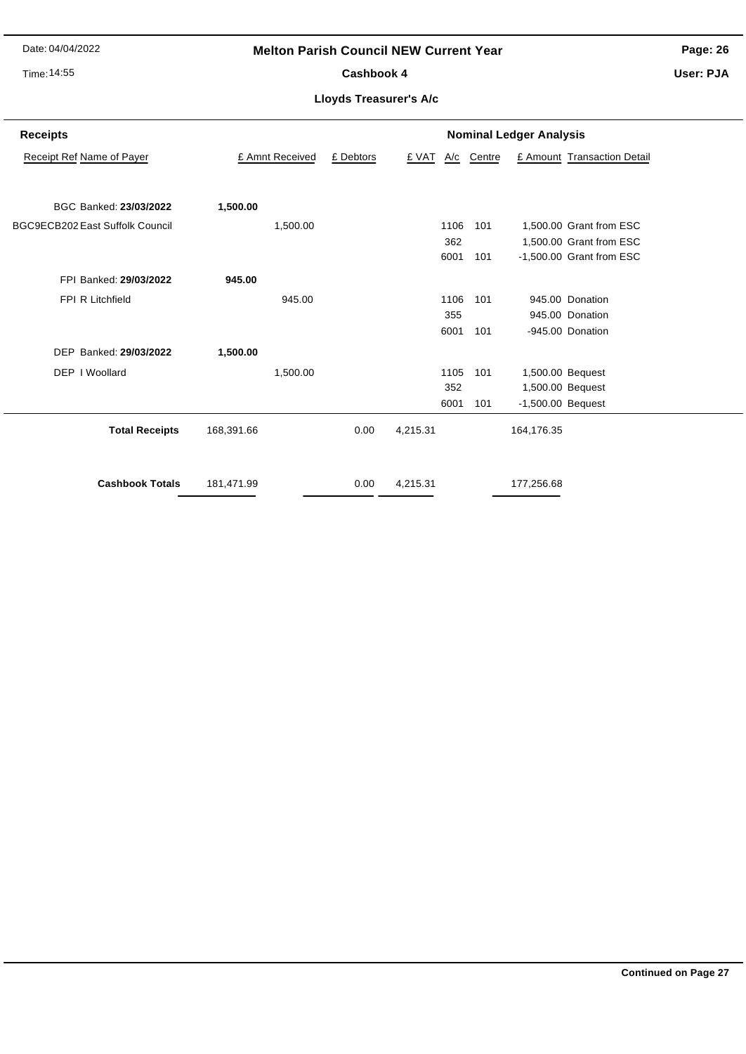# Melton Parish Council NEW Current Year

## Cashbook 4

### Lloyds Treasurer's A/c

**Receipts** | **Nominal Ledger Analysis**

| Receipt Ref | Name of Payer | £ Amnt Received | | £ Debtors | £ VAT | A/c | Centre | £ Amount | Transaction Detail |
|---|---|---|---|---|---|---|---|---|---|
| BGC | Banked: **23/03/2022** | **1,500.00** | | | | | | | |
| BGC9ECB202 | East Suffolk Council | | 1,500.00 | | | 1106 | 101 | 1,500.00 | Grant from ESC |
| | | | | | | 362 | | 1,500.00 | Grant from ESC |
| | | | | | | 6001 | 101 | -1,500.00 | Grant from ESC |
| FPI | Banked: **29/03/2022** | **945.00** | | | | | | | |
| FPI | R Litchfield | | 945.00 | | | 1106 | 101 | 945.00 | Donation |
| | | | | | | 355 | | 945.00 | Donation |
| | | | | | | 6001 | 101 | -945.00 | Donation |
| DEP | Banked: **29/03/2022** | **1,500.00** | | | | | | | |
| DEP | I Woollard | | 1,500.00 | | | 1105 | 101 | 1,500.00 | Bequest |
| | | | | | | 352 | | 1,500.00 | Bequest |
| | | | | | | 6001 | 101 | -1,500.00 | Bequest |
| | **Total Receipts** | 168,391.66 | | 0.00 | 4,215.31 | | | 164,176.35 | |
| | **Cashbook Totals** | 181,471.99 | | 0.00 | 4,215.31 | | | 177,256.68 | |

**Continued on Page 27**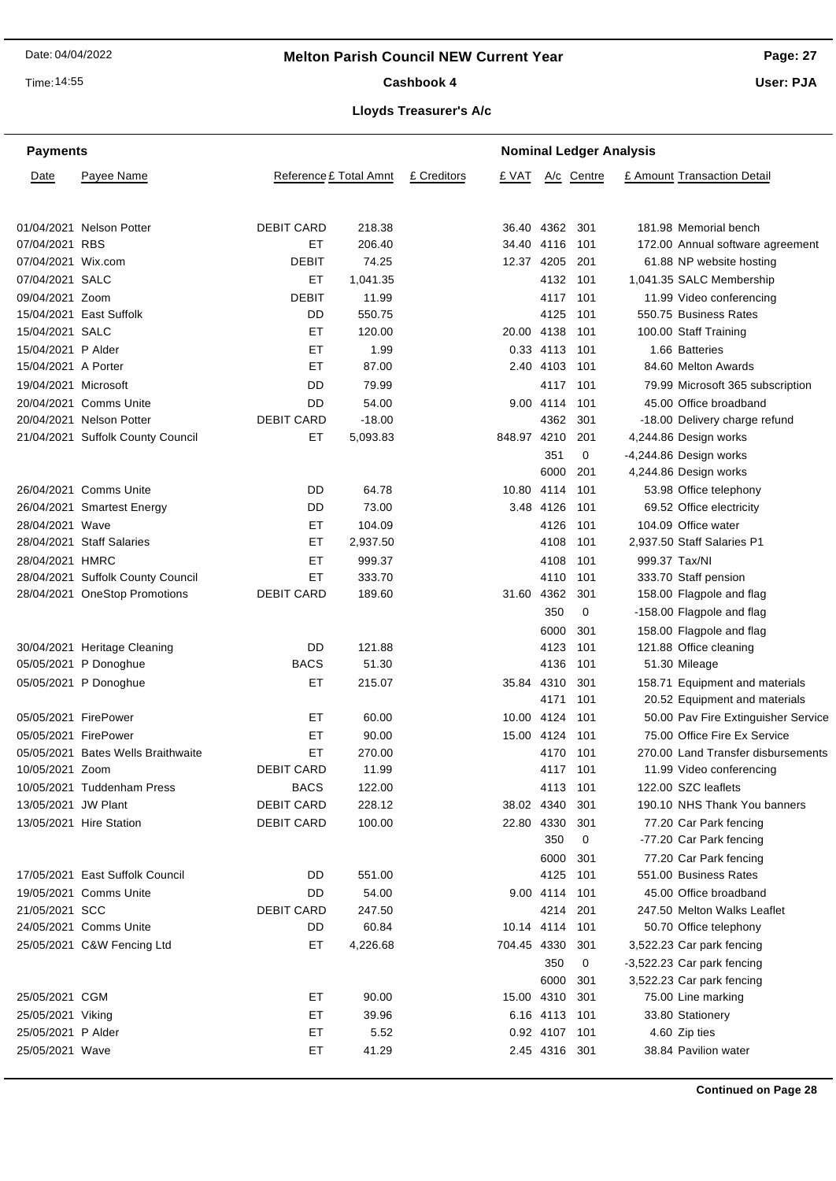## Melton Parish Council NEW Current Year

### Cashbook 4

### Lloyds Treasurer's A/c

| Payments | | | | | Nominal Ledger Analysis | | | | |
|---|---|---|---|---|---|---|---|---|---|
| Date | Payee Name | Reference | £ Total Amnt | £ Creditors | £ VAT | A/c | Centre | £ Amount | Transaction Detail |
| 01/04/2021 | Nelson Potter | DEBIT CARD | 218.38 | | 36.40 | 4362 | 301 | 181.98 | Memorial bench |
| 07/04/2021 | RBS | ET | 206.40 | | 34.40 | 4116 | 101 | 172.00 | Annual software agreement |
| 07/04/2021 | Wix.com | DEBIT | 74.25 | | 12.37 | 4205 | 201 | 61.88 | NP website hosting |
| 07/04/2021 | SALC | ET | 1,041.35 | | | 4132 | 101 | 1,041.35 | SALC Membership |
| 09/04/2021 | Zoom | DEBIT | 11.99 | | | 4117 | 101 | 11.99 | Video conferencing |
| 15/04/2021 | East Suffolk | DD | 550.75 | | | 4125 | 101 | 550.75 | Business Rates |
| 15/04/2021 | SALC | ET | 120.00 | | 20.00 | 4138 | 101 | 100.00 | Staff Training |
| 15/04/2021 | P Alder | ET | 1.99 | | 0.33 | 4113 | 101 | 1.66 | Batteries |
| 15/04/2021 | A Porter | ET | 87.00 | | 2.40 | 4103 | 101 | 84.60 | Melton Awards |
| 19/04/2021 | Microsoft | DD | 79.99 | | | 4117 | 101 | 79.99 | Microsoft 365 subscription |
| 20/04/2021 | Comms Unite | DD | 54.00 | | 9.00 | 4114 | 101 | 45.00 | Office broadband |
| 20/04/2021 | Nelson Potter | DEBIT CARD | -18.00 | | | 4362 | 301 | -18.00 | Delivery charge refund |
| 21/04/2021 | Suffolk County Council | ET | 5,093.83 | | 848.97 | 4210 | 201 | 4,244.86 | Design works |
| | | | | | | 351 | 0 | -4,244.86 | Design works |
| | | | | | | 6000 | 201 | 4,244.86 | Design works |
| 26/04/2021 | Comms Unite | DD | 64.78 | | 10.80 | 4114 | 101 | 53.98 | Office telephony |
| 26/04/2021 | Smartest Energy | DD | 73.00 | | 3.48 | 4126 | 101 | 69.52 | Office electricity |
| 28/04/2021 | Wave | ET | 104.09 | | | 4126 | 101 | 104.09 | Office water |
| 28/04/2021 | Staff Salaries | ET | 2,937.50 | | | 4108 | 101 | 2,937.50 | Staff Salaries P1 |
| 28/04/2021 | HMRC | ET | 999.37 | | | 4108 | 101 | 999.37 | Tax/NI |
| 28/04/2021 | Suffolk County Council | ET | 333.70 | | | 4110 | 101 | 333.70 | Staff pension |
| 28/04/2021 | OneStop Promotions | DEBIT CARD | 189.60 | | 31.60 | 4362 | 301 | 158.00 | Flagpole and flag |
| | | | | | | 350 | 0 | -158.00 | Flagpole and flag |
| | | | | | | 6000 | 301 | 158.00 | Flagpole and flag |
| 30/04/2021 | Heritage Cleaning | DD | 121.88 | | | 4123 | 101 | 121.88 | Office cleaning |
| 05/05/2021 | P Donoghue | BACS | 51.30 | | | 4136 | 101 | 51.30 | Mileage |
| 05/05/2021 | P Donoghue | ET | 215.07 | | 35.84 | 4310 | 301 | 158.71 | Equipment and materials |
| | | | | | | 4171 | 101 | 20.52 | Equipment and materials |
| 05/05/2021 | FirePower | ET | 60.00 | | 10.00 | 4124 | 101 | 50.00 | Pav Fire Extinguisher Service |
| 05/05/2021 | FirePower | ET | 90.00 | | 15.00 | 4124 | 101 | 75.00 | Office Fire Ex Service |
| 05/05/2021 | Bates Wells Braithwaite | ET | 270.00 | | | 4170 | 101 | 270.00 | Land Transfer disbursements |
| 10/05/2021 | Zoom | DEBIT CARD | 11.99 | | | 4117 | 101 | 11.99 | Video conferencing |
| 10/05/2021 | Tuddenham Press | BACS | 122.00 | | | 4113 | 101 | 122.00 | SZC leaflets |
| 13/05/2021 | JW Plant | DEBIT CARD | 228.12 | | 38.02 | 4340 | 301 | 190.10 | NHS Thank You banners |
| 13/05/2021 | Hire Station | DEBIT CARD | 100.00 | | 22.80 | 4330 | 301 | 77.20 | Car Park fencing |
| | | | | | | 350 | 0 | -77.20 | Car Park fencing |
| | | | | | | 6000 | 301 | 77.20 | Car Park fencing |
| 17/05/2021 | East Suffolk Council | DD | 551.00 | | | 4125 | 101 | 551.00 | Business Rates |
| 19/05/2021 | Comms Unite | DD | 54.00 | | 9.00 | 4114 | 101 | 45.00 | Office broadband |
| 21/05/2021 | SCC | DEBIT CARD | 247.50 | | | 4214 | 201 | 247.50 | Melton Walks Leaflet |
| 24/05/2021 | Comms Unite | DD | 60.84 | | 10.14 | 4114 | 101 | 50.70 | Office telephony |
| 25/05/2021 | C&W Fencing Ltd | ET | 4,226.68 | | 704.45 | 4330 | 301 | 3,522.23 | Car park fencing |
| | | | | | | 350 | 0 | -3,522.23 | Car park fencing |
| | | | | | | 6000 | 301 | 3,522.23 | Car park fencing |
| 25/05/2021 | CGM | ET | 90.00 | | 15.00 | 4310 | 301 | 75.00 | Line marking |
| 25/05/2021 | Viking | ET | 39.96 | | 6.16 | 4113 | 101 | 33.80 | Stationery |
| 25/05/2021 | P Alder | ET | 5.52 | | 0.92 | 4107 | 101 | 4.60 | Zip ties |
| 25/05/2021 | Wave | ET | 41.29 | | 2.45 | 4316 | 301 | 38.84 | Pavilion water |

**Continued on Page 28**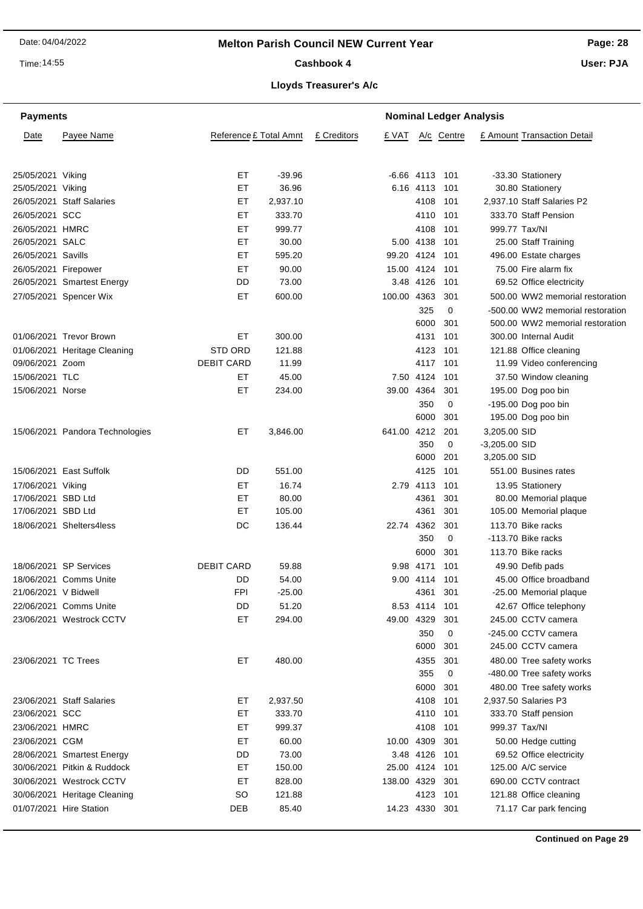# Melton Parish Council NEW Current Year

## Cashbook 4

### Lloyds Treasurer's A/c

**Payments** | **Nominal Ledger Analysis**

| Date | Payee Name | Reference | £ Total Amnt | £ Creditors | £ VAT | A/c | Centre | £ Amount | Transaction Detail |
|---|---|---|---|---|---|---|---|---|---|
| 25/05/2021 | Viking | ET | -39.96 | | -6.66 | 4113 | 101 | -33.30 | Stationery |
| 25/05/2021 | Viking | ET | 36.96 | | 6.16 | 4113 | 101 | 30.80 | Stationery |
| 26/05/2021 | Staff Salaries | ET | 2,937.10 | | | 4108 | 101 | 2,937.10 | Staff Salaries P2 |
| 26/05/2021 | SCC | ET | 333.70 | | | 4110 | 101 | 333.70 | Staff Pension |
| 26/05/2021 | HMRC | ET | 999.77 | | | 4108 | 101 | 999.77 | Tax/NI |
| 26/05/2021 | SALC | ET | 30.00 | | 5.00 | 4138 | 101 | 25.00 | Staff Training |
| 26/05/2021 | Savills | ET | 595.20 | | 99.20 | 4124 | 101 | 496.00 | Estate charges |
| 26/05/2021 | Firepower | ET | 90.00 | | 15.00 | 4124 | 101 | 75.00 | Fire alarm fix |
| 26/05/2021 | Smartest Energy | DD | 73.00 | | 3.48 | 4126 | 101 | 69.52 | Office electricity |
| 27/05/2021 | Spencer Wix | ET | 600.00 | | 100.00 | 4363 | 301 | 500.00 | WW2 memorial restoration |
| | | | | | | 325 | 0 | -500.00 | WW2 memorial restoration |
| | | | | | | 6000 | 301 | 500.00 | WW2 memorial restoration |
| 01/06/2021 | Trevor Brown | ET | 300.00 | | | 4131 | 101 | 300.00 | Internal Audit |
| 01/06/2021 | Heritage Cleaning | STD ORD | 121.88 | | | 4123 | 101 | 121.88 | Office cleaning |
| 09/06/2021 | Zoom | DEBIT CARD | 11.99 | | | 4117 | 101 | 11.99 | Video conferencing |
| 15/06/2021 | TLC | ET | 45.00 | | 7.50 | 4124 | 101 | 37.50 | Window cleaning |
| 15/06/2021 | Norse | ET | 234.00 | | 39.00 | 4364 | 301 | 195.00 | Dog poo bin |
| | | | | | | 350 | 0 | -195.00 | Dog poo bin |
| | | | | | | 6000 | 301 | 195.00 | Dog poo bin |
| 15/06/2021 | Pandora Technologies | ET | 3,846.00 | | 641.00 | 4212 | 201 | 3,205.00 | SID |
| | | | | | | 350 | 0 | -3,205.00 | SID |
| | | | | | | 6000 | 201 | 3,205.00 | SID |
| 15/06/2021 | East Suffolk | DD | 551.00 | | | 4125 | 101 | 551.00 | Busines rates |
| 17/06/2021 | Viking | ET | 16.74 | | 2.79 | 4113 | 101 | 13.95 | Stationery |
| 17/06/2021 | SBD Ltd | ET | 80.00 | | | 4361 | 301 | 80.00 | Memorial plaque |
| 17/06/2021 | SBD Ltd | ET | 105.00 | | | 4361 | 301 | 105.00 | Memorial plaque |
| 18/06/2021 | Shelters4less | DC | 136.44 | | 22.74 | 4362 | 301 | 113.70 | Bike racks |
| | | | | | | 350 | 0 | -113.70 | Bike racks |
| | | | | | | 6000 | 301 | 113.70 | Bike racks |
| 18/06/2021 | SP Services | DEBIT CARD | 59.88 | | 9.98 | 4171 | 101 | 49.90 | Defib pads |
| 18/06/2021 | Comms Unite | DD | 54.00 | | 9.00 | 4114 | 101 | 45.00 | Office broadband |
| 21/06/2021 | V Bidwell | FPI | -25.00 | | | 4361 | 301 | -25.00 | Memorial plaque |
| 22/06/2021 | Comms Unite | DD | 51.20 | | 8.53 | 4114 | 101 | 42.67 | Office telephony |
| 23/06/2021 | Westrock CCTV | ET | 294.00 | | 49.00 | 4329 | 301 | 245.00 | CCTV camera |
| | | | | | | 350 | 0 | -245.00 | CCTV camera |
| | | | | | | 6000 | 301 | 245.00 | CCTV camera |
| 23/06/2021 | TC Trees | ET | 480.00 | | | 4355 | 301 | 480.00 | Tree safety works |
| | | | | | | 355 | 0 | -480.00 | Tree safety works |
| | | | | | | 6000 | 301 | 480.00 | Tree safety works |
| 23/06/2021 | Staff Salaries | ET | 2,937.50 | | | 4108 | 101 | 2,937.50 | Salaries P3 |
| 23/06/2021 | SCC | ET | 333.70 | | | 4110 | 101 | 333.70 | Staff pension |
| 23/06/2021 | HMRC | ET | 999.37 | | | 4108 | 101 | 999.37 | Tax/NI |
| 23/06/2021 | CGM | ET | 60.00 | | 10.00 | 4309 | 301 | 50.00 | Hedge cutting |
| 28/06/2021 | Smartest Energy | DD | 73.00 | | 3.48 | 4126 | 101 | 69.52 | Office electricity |
| 30/06/2021 | Pitkin & Ruddock | ET | 150.00 | | 25.00 | 4124 | 101 | 125.00 | A/C service |
| 30/06/2021 | Westrock CCTV | ET | 828.00 | | 138.00 | 4329 | 301 | 690.00 | CCTV contract |
| 30/06/2021 | Heritage Cleaning | SO | 121.88 | | | 4123 | 101 | 121.88 | Office cleaning |
| 01/07/2021 | Hire Station | DEB | 85.40 | | 14.23 | 4330 | 301 | 71.17 | Car park fencing |

**Continued on Page 29**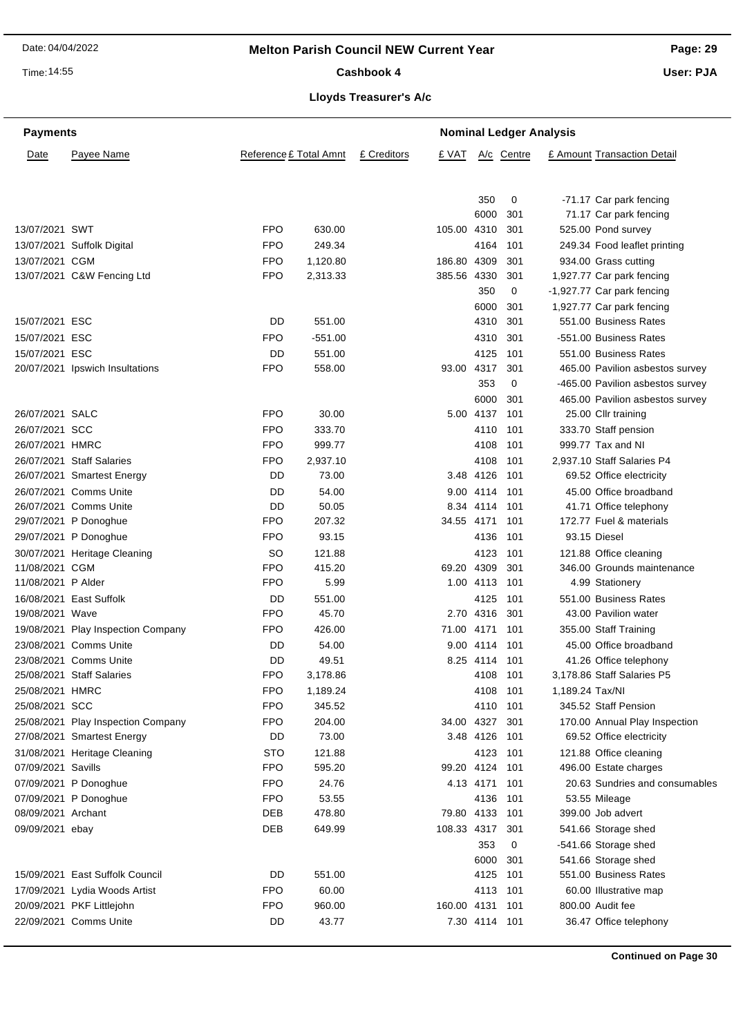# Melton Parish Council NEW Current Year

## Cashbook 4

### Lloyds Treasurer's A/c

Date: 04/04/2022
Time: 14:55
User: PJA

| Payments | | | | | Nominal Ledger Analysis | | | | |
|---|---|---|---|---|---|---|---|---|---|
| Date | Payee Name | Reference | £ Total Amnt | £ Creditors | £ VAT | A/c | Centre | £ Amount | Transaction Detail |
| | | | | | | 350 | 0 | -71.17 | Car park fencing |
| | | | | | | 6000 | 301 | 71.17 | Car park fencing |
| 13/07/2021 | SWT | FPO | 630.00 | | 105.00 | 4310 | 301 | 525.00 | Pond survey |
| 13/07/2021 | Suffolk Digital | FPO | 249.34 | | | 4164 | 101 | 249.34 | Food leaflet printing |
| 13/07/2021 | CGM | FPO | 1,120.80 | | 186.80 | 4309 | 301 | 934.00 | Grass cutting |
| 13/07/2021 | C&W Fencing Ltd | FPO | 2,313.33 | | 385.56 | 4330 | 301 | 1,927.77 | Car park fencing |
| | | | | | | 350 | 0 | -1,927.77 | Car park fencing |
| | | | | | | 6000 | 301 | 1,927.77 | Car park fencing |
| 15/07/2021 | ESC | DD | 551.00 | | | 4310 | 301 | 551.00 | Business Rates |
| 15/07/2021 | ESC | FPO | -551.00 | | | 4310 | 301 | -551.00 | Business Rates |
| 15/07/2021 | ESC | DD | 551.00 | | | 4125 | 101 | 551.00 | Business Rates |
| 20/07/2021 | Ipswich Insultations | FPO | 558.00 | | 93.00 | 4317 | 301 | 465.00 | Pavilion asbestos survey |
| | | | | | | 353 | 0 | -465.00 | Pavilion asbestos survey |
| | | | | | | 6000 | 301 | 465.00 | Pavilion asbestos survey |
| 26/07/2021 | SALC | FPO | 30.00 | | 5.00 | 4137 | 101 | 25.00 | Cllr training |
| 26/07/2021 | SCC | FPO | 333.70 | | | 4110 | 101 | 333.70 | Staff pension |
| 26/07/2021 | HMRC | FPO | 999.77 | | | 4108 | 101 | 999.77 | Tax and NI |
| 26/07/2021 | Staff Salaries | FPO | 2,937.10 | | | 4108 | 101 | 2,937.10 | Staff Salaries P4 |
| 26/07/2021 | Smartest Energy | DD | 73.00 | | 3.48 | 4126 | 101 | 69.52 | Office electricity |
| 26/07/2021 | Comms Unite | DD | 54.00 | | 9.00 | 4114 | 101 | 45.00 | Office broadband |
| 26/07/2021 | Comms Unite | DD | 50.05 | | 8.34 | 4114 | 101 | 41.71 | Office telephony |
| 29/07/2021 | P Donoghue | FPO | 207.32 | | 34.55 | 4171 | 101 | 172.77 | Fuel & materials |
| 29/07/2021 | P Donoghue | FPO | 93.15 | | | 4136 | 101 | 93.15 | Diesel |
| 30/07/2021 | Heritage Cleaning | SO | 121.88 | | | 4123 | 101 | 121.88 | Office cleaning |
| 11/08/2021 | CGM | FPO | 415.20 | | 69.20 | 4309 | 301 | 346.00 | Grounds maintenance |
| 11/08/2021 | P Alder | FPO | 5.99 | | 1.00 | 4113 | 101 | 4.99 | Stationery |
| 16/08/2021 | East Suffolk | DD | 551.00 | | | 4125 | 101 | 551.00 | Business Rates |
| 19/08/2021 | Wave | FPO | 45.70 | | 2.70 | 4316 | 301 | 43.00 | Pavilion water |
| 19/08/2021 | Play Inspection Company | FPO | 426.00 | | 71.00 | 4171 | 101 | 355.00 | Staff Training |
| 23/08/2021 | Comms Unite | DD | 54.00 | | 9.00 | 4114 | 101 | 45.00 | Office broadband |
| 23/08/2021 | Comms Unite | DD | 49.51 | | 8.25 | 4114 | 101 | 41.26 | Office telephony |
| 25/08/2021 | Staff Salaries | FPO | 3,178.86 | | | 4108 | 101 | 3,178.86 | Staff Salaries P5 |
| 25/08/2021 | HMRC | FPO | 1,189.24 | | | 4108 | 101 | 1,189.24 | Tax/NI |
| 25/08/2021 | SCC | FPO | 345.52 | | | 4110 | 101 | 345.52 | Staff Pension |
| 25/08/2021 | Play Inspection Company | FPO | 204.00 | | 34.00 | 4327 | 301 | 170.00 | Annual Play Inspection |
| 27/08/2021 | Smartest Energy | DD | 73.00 | | 3.48 | 4126 | 101 | 69.52 | Office electricity |
| 31/08/2021 | Heritage Cleaning | STO | 121.88 | | | 4123 | 101 | 121.88 | Office cleaning |
| 07/09/2021 | Savills | FPO | 595.20 | | 99.20 | 4124 | 101 | 496.00 | Estate charges |
| 07/09/2021 | P Donoghue | FPO | 24.76 | | 4.13 | 4171 | 101 | 20.63 | Sundries and consumables |
| 07/09/2021 | P Donoghue | FPO | 53.55 | | | 4136 | 101 | 53.55 | Mileage |
| 08/09/2021 | Archant | DEB | 478.80 | | 79.80 | 4133 | 101 | 399.00 | Job advert |
| 09/09/2021 | ebay | DEB | 649.99 | | 108.33 | 4317 | 301 | 541.66 | Storage shed |
| | | | | | | 353 | 0 | -541.66 | Storage shed |
| | | | | | | 6000 | 301 | 541.66 | Storage shed |
| 15/09/2021 | East Suffolk Council | DD | 551.00 | | | 4125 | 101 | 551.00 | Business Rates |
| 17/09/2021 | Lydia Woods Artist | FPO | 60.00 | | | 4113 | 101 | 60.00 | Illustrative map |
| 20/09/2021 | PKF Littlejohn | FPO | 960.00 | | 160.00 | 4131 | 101 | 800.00 | Audit fee |
| 22/09/2021 | Comms Unite | DD | 43.77 | | 7.30 | 4114 | 101 | 36.47 | Office telephony |

**Continued on Page 30**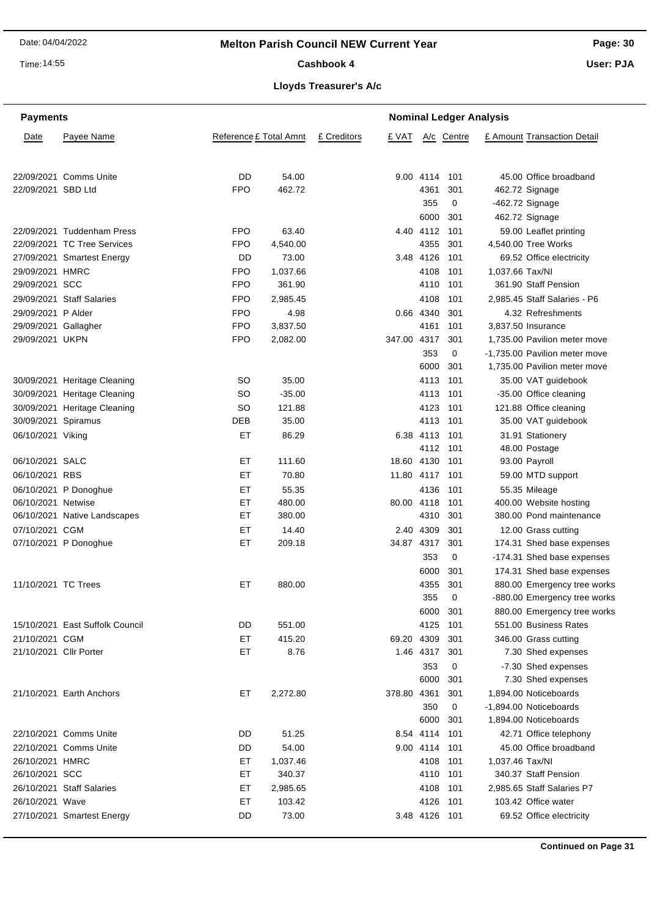# Melton Parish Council NEW Current Year

## Cashbook 4

### Lloyds Treasurer's A/c

| Date | Payee Name | Reference | £ Total Amnt | £ Creditors | £ VAT | A/c | Centre | £ Amount | Transaction Detail |
|---|---|---|---|---|---|---|---|---|---|
| 22/09/2021 | Comms Unite | DD | 54.00 | | 9.00 | 4114 | 101 | 45.00 | Office broadband |
| 22/09/2021 | SBD Ltd | FPO | 462.72 | | | 4361 | 301 | 462.72 | Signage |
| | | | | | | 355 | 0 | -462.72 | Signage |
| | | | | | | 6000 | 301 | 462.72 | Signage |
| 22/09/2021 | Tuddenham Press | FPO | 63.40 | | 4.40 | 4112 | 101 | 59.00 | Leaflet printing |
| 22/09/2021 | TC Tree Services | FPO | 4,540.00 | | | 4355 | 301 | 4,540.00 | Tree Works |
| 27/09/2021 | Smartest Energy | DD | 73.00 | | 3.48 | 4126 | 101 | 69.52 | Office electricity |
| 29/09/2021 | HMRC | FPO | 1,037.66 | | | 4108 | 101 | 1,037.66 | Tax/NI |
| 29/09/2021 | SCC | FPO | 361.90 | | | 4110 | 101 | 361.90 | Staff Pension |
| 29/09/2021 | Staff Salaries | FPO | 2,985.45 | | | 4108 | 101 | 2,985.45 | Staff Salaries - P6 |
| 29/09/2021 | P Alder | FPO | 4.98 | | 0.66 | 4340 | 301 | 4.32 | Refreshments |
| 29/09/2021 | Gallagher | FPO | 3,837.50 | | | 4161 | 101 | 3,837.50 | Insurance |
| 29/09/2021 | UKPN | FPO | 2,082.00 | | 347.00 | 4317 | 301 | 1,735.00 | Pavilion meter move |
| | | | | | | 353 | 0 | -1,735.00 | Pavilion meter move |
| | | | | | | 6000 | 301 | 1,735.00 | Pavilion meter move |
| 30/09/2021 | Heritage Cleaning | SO | 35.00 | | | 4113 | 101 | 35.00 | VAT guidebook |
| 30/09/2021 | Heritage Cleaning | SO | -35.00 | | | 4113 | 101 | -35.00 | Office cleaning |
| 30/09/2021 | Heritage Cleaning | SO | 121.88 | | | 4123 | 101 | 121.88 | Office cleaning |
| 30/09/2021 | Spiramus | DEB | 35.00 | | | 4113 | 101 | 35.00 | VAT guidebook |
| 06/10/2021 | Viking | ET | 86.29 | | 6.38 | 4113 | 101 | 31.91 | Stationery |
| | | | | | | 4112 | 101 | 48.00 | Postage |
| 06/10/2021 | SALC | ET | 111.60 | | 18.60 | 4130 | 101 | 93.00 | Payroll |
| 06/10/2021 | RBS | ET | 70.80 | | 11.80 | 4117 | 101 | 59.00 | MTD support |
| 06/10/2021 | P Donoghue | ET | 55.35 | | | 4136 | 101 | 55.35 | Mileage |
| 06/10/2021 | Netwise | ET | 480.00 | | 80.00 | 4118 | 101 | 400.00 | Website hosting |
| 06/10/2021 | Native Landscapes | ET | 380.00 | | | 4310 | 301 | 380.00 | Pond maintenance |
| 07/10/2021 | CGM | ET | 14.40 | | 2.40 | 4309 | 301 | 12.00 | Grass cutting |
| 07/10/2021 | P Donoghue | ET | 209.18 | | 34.87 | 4317 | 301 | 174.31 | Shed base expenses |
| | | | | | | 353 | 0 | -174.31 | Shed base expenses |
| | | | | | | 6000 | 301 | 174.31 | Shed base expenses |
| 11/10/2021 | TC Trees | ET | 880.00 | | | 4355 | 301 | 880.00 | Emergency tree works |
| | | | | | | 355 | 0 | -880.00 | Emergency tree works |
| | | | | | | 6000 | 301 | 880.00 | Emergency tree works |
| 15/10/2021 | East Suffolk Council | DD | 551.00 | | | 4125 | 101 | 551.00 | Business Rates |
| 21/10/2021 | CGM | ET | 415.20 | | 69.20 | 4309 | 301 | 346.00 | Grass cutting |
| 21/10/2021 | Cllr Porter | ET | 8.76 | | 1.46 | 4317 | 301 | 7.30 | Shed expenses |
| | | | | | | 353 | 0 | -7.30 | Shed expenses |
| | | | | | | 6000 | 301 | 7.30 | Shed expenses |
| 21/10/2021 | Earth Anchors | ET | 2,272.80 | | 378.80 | 4361 | 301 | 1,894.00 | Noticeboards |
| | | | | | | 350 | 0 | -1,894.00 | Noticeboards |
| | | | | | | 6000 | 301 | 1,894.00 | Noticeboards |
| 22/10/2021 | Comms Unite | DD | 51.25 | | 8.54 | 4114 | 101 | 42.71 | Office telephony |
| 22/10/2021 | Comms Unite | DD | 54.00 | | 9.00 | 4114 | 101 | 45.00 | Office broadband |
| 26/10/2021 | HMRC | ET | 1,037.46 | | | 4108 | 101 | 1,037.46 | Tax/NI |
| 26/10/2021 | SCC | ET | 340.37 | | | 4110 | 101 | 340.37 | Staff Pension |
| 26/10/2021 | Staff Salaries | ET | 2,985.65 | | | 4108 | 101 | 2,985.65 | Staff Salaries P7 |
| 26/10/2021 | Wave | ET | 103.42 | | | 4126 | 101 | 103.42 | Office water |
| 27/10/2021 | Smartest Energy | DD | 73.00 | | 3.48 | 4126 | 101 | 69.52 | Office electricity |

**Continued on Page 31**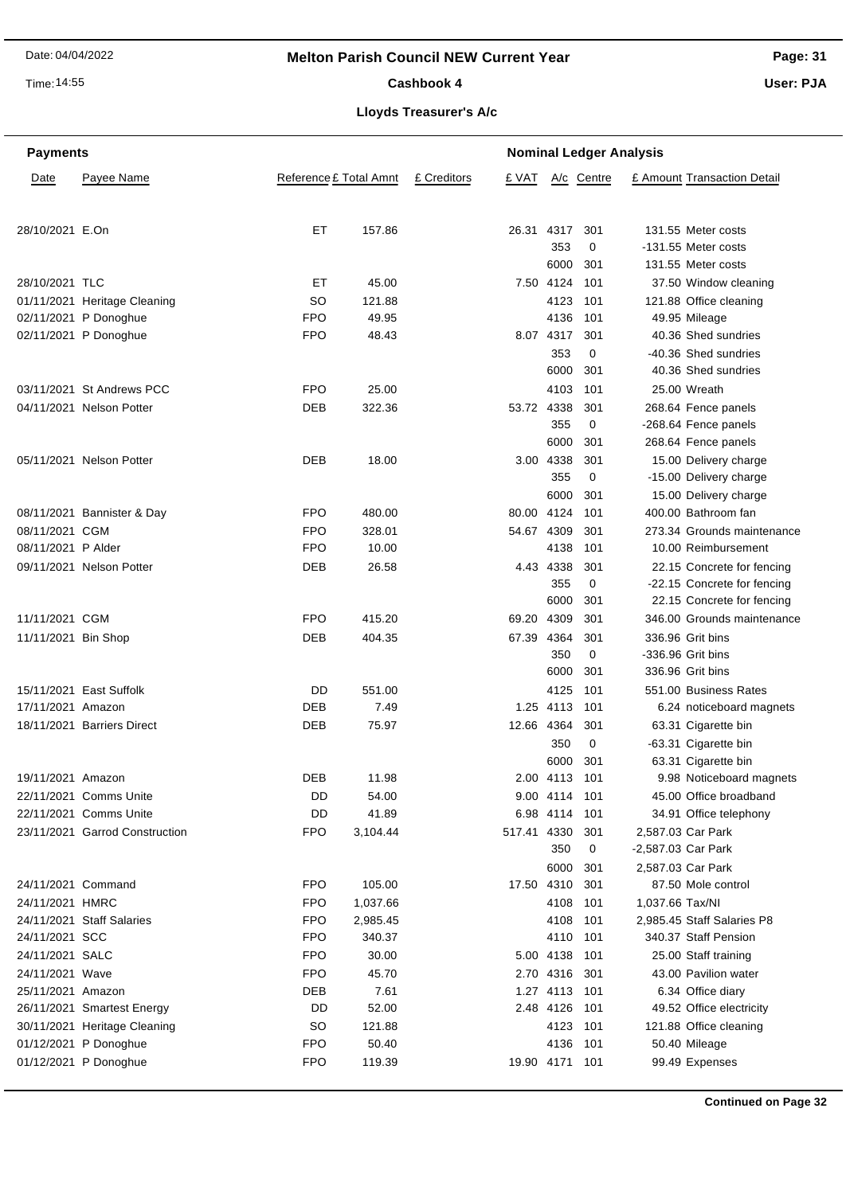# Melton Parish Council NEW Current Year

## Cashbook 4

### Lloyds Treasurer's A/c

| Payments | | | | | Nominal Ledger Analysis | | | | |
|---|---|---|---|---|---|---|---|---|---|
| Date | Payee Name | Reference | £ Total Amnt | £ Creditors | £ VAT | A/c | Centre | £ Amount | Transaction Detail |
| 28/10/2021 | E.On | ET | 157.86 | | 26.31 | 4317 | 301 | 131.55 | Meter costs |
| | | | | | | 353 | 0 | -131.55 | Meter costs |
| | | | | | | 6000 | 301 | 131.55 | Meter costs |
| 28/10/2021 | TLC | ET | 45.00 | | 7.50 | 4124 | 101 | 37.50 | Window cleaning |
| 01/11/2021 | Heritage Cleaning | SO | 121.88 | | | 4123 | 101 | 121.88 | Office cleaning |
| 02/11/2021 | P Donoghue | FPO | 49.95 | | | 4136 | 101 | 49.95 | Mileage |
| 02/11/2021 | P Donoghue | FPO | 48.43 | | 8.07 | 4317 | 301 | 40.36 | Shed sundries |
| | | | | | | 353 | 0 | -40.36 | Shed sundries |
| | | | | | | 6000 | 301 | 40.36 | Shed sundries |
| 03/11/2021 | St Andrews PCC | FPO | 25.00 | | | 4103 | 101 | 25.00 | Wreath |
| 04/11/2021 | Nelson Potter | DEB | 322.36 | | 53.72 | 4338 | 301 | 268.64 | Fence panels |
| | | | | | | 355 | 0 | -268.64 | Fence panels |
| | | | | | | 6000 | 301 | 268.64 | Fence panels |
| 05/11/2021 | Nelson Potter | DEB | 18.00 | | 3.00 | 4338 | 301 | 15.00 | Delivery charge |
| | | | | | | 355 | 0 | -15.00 | Delivery charge |
| | | | | | | 6000 | 301 | 15.00 | Delivery charge |
| 08/11/2021 | Bannister & Day | FPO | 480.00 | | 80.00 | 4124 | 101 | 400.00 | Bathroom fan |
| 08/11/2021 | CGM | FPO | 328.01 | | 54.67 | 4309 | 301 | 273.34 | Grounds maintenance |
| 08/11/2021 | P Alder | FPO | 10.00 | | | 4138 | 101 | 10.00 | Reimbursement |
| 09/11/2021 | Nelson Potter | DEB | 26.58 | | 4.43 | 4338 | 301 | 22.15 | Concrete for fencing |
| | | | | | | 355 | 0 | -22.15 | Concrete for fencing |
| | | | | | | 6000 | 301 | 22.15 | Concrete for fencing |
| 11/11/2021 | CGM | FPO | 415.20 | | 69.20 | 4309 | 301 | 346.00 | Grounds maintenance |
| 11/11/2021 | Bin Shop | DEB | 404.35 | | 67.39 | 4364 | 301 | 336.96 | Grit bins |
| | | | | | | 350 | 0 | -336.96 | Grit bins |
| | | | | | | 6000 | 301 | 336.96 | Grit bins |
| 15/11/2021 | East Suffolk | DD | 551.00 | | | 4125 | 101 | 551.00 | Business Rates |
| 17/11/2021 | Amazon | DEB | 7.49 | | 1.25 | 4113 | 101 | 6.24 | noticeboard magnets |
| 18/11/2021 | Barriers Direct | DEB | 75.97 | | 12.66 | 4364 | 301 | 63.31 | Cigarette bin |
| | | | | | | 350 | 0 | -63.31 | Cigarette bin |
| | | | | | | 6000 | 301 | 63.31 | Cigarette bin |
| 19/11/2021 | Amazon | DEB | 11.98 | | 2.00 | 4113 | 101 | 9.98 | Noticeboard magnets |
| 22/11/2021 | Comms Unite | DD | 54.00 | | 9.00 | 4114 | 101 | 45.00 | Office broadband |
| 22/11/2021 | Comms Unite | DD | 41.89 | | 6.98 | 4114 | 101 | 34.91 | Office telephony |
| 23/11/2021 | Garrod Construction | FPO | 3,104.44 | | 517.41 | 4330 | 301 | 2,587.03 | Car Park |
| | | | | | | 350 | 0 | -2,587.03 | Car Park |
| | | | | | | 6000 | 301 | 2,587.03 | Car Park |
| 24/11/2021 | Command | FPO | 105.00 | | 17.50 | 4310 | 301 | 87.50 | Mole control |
| 24/11/2021 | HMRC | FPO | 1,037.66 | | | 4108 | 101 | 1,037.66 | Tax/NI |
| 24/11/2021 | Staff Salaries | FPO | 2,985.45 | | | 4108 | 101 | 2,985.45 | Staff Salaries P8 |
| 24/11/2021 | SCC | FPO | 340.37 | | | 4110 | 101 | 340.37 | Staff Pension |
| 24/11/2021 | SALC | FPO | 30.00 | | 5.00 | 4138 | 101 | 25.00 | Staff training |
| 24/11/2021 | Wave | FPO | 45.70 | | 2.70 | 4316 | 301 | 43.00 | Pavilion water |
| 25/11/2021 | Amazon | DEB | 7.61 | | 1.27 | 4113 | 101 | 6.34 | Office diary |
| 26/11/2021 | Smartest Energy | DD | 52.00 | | 2.48 | 4126 | 101 | 49.52 | Office electricity |
| 30/11/2021 | Heritage Cleaning | SO | 121.88 | | | 4123 | 101 | 121.88 | Office cleaning |
| 01/12/2021 | P Donoghue | FPO | 50.40 | | | 4136 | 101 | 50.40 | Mileage |
| 01/12/2021 | P Donoghue | FPO | 119.39 | | 19.90 | 4171 | 101 | 99.49 | Expenses |

**Continued on Page 32**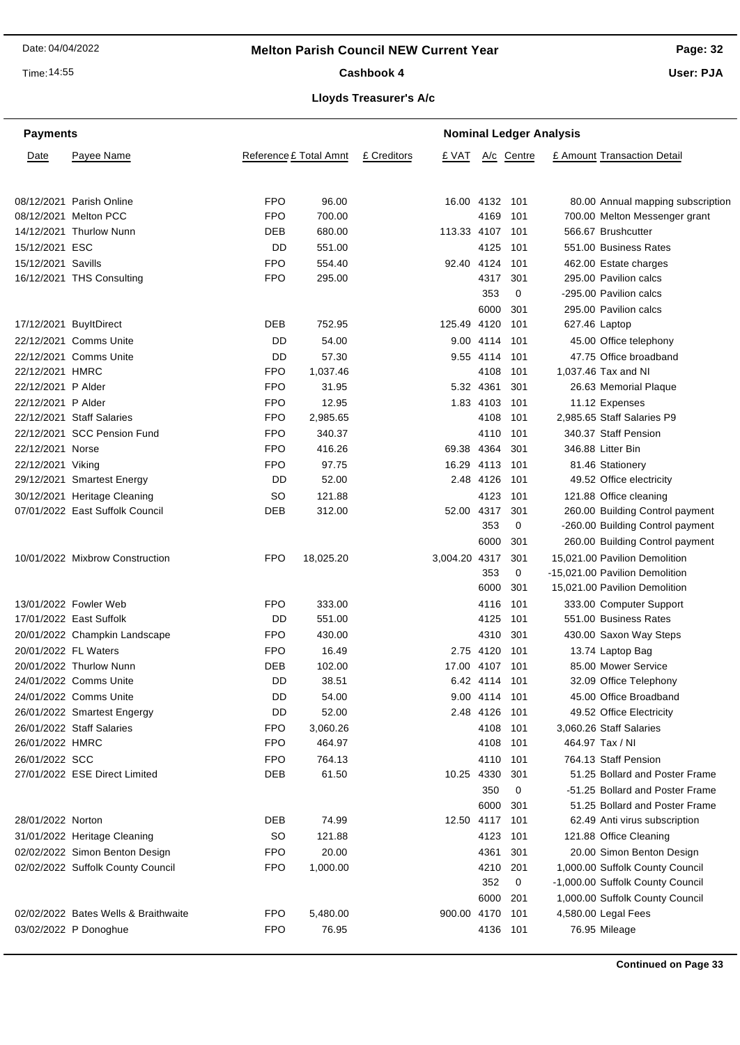# Melton Parish Council NEW Current Year

## Cashbook 4

### Lloyds Treasurer's A/c

**Payments** — **Nominal Ledger Analysis**

| Date | Payee Name | Reference | £ Total Amnt | £ Creditors | £ VAT | A/c | Centre | £ Amount | Transaction Detail |
|---|---|---|---|---|---|---|---|---|---|
| 08/12/2021 | Parish Online | FPO | 96.00 | | 16.00 | 4132 | 101 | 80.00 | Annual mapping subscription |
| 08/12/2021 | Melton PCC | FPO | 700.00 | | | 4169 | 101 | 700.00 | Melton Messenger grant |
| 14/12/2021 | Thurlow Nunn | DEB | 680.00 | | 113.33 | 4107 | 101 | 566.67 | Brushcutter |
| 15/12/2021 | ESC | DD | 551.00 | | | 4125 | 101 | 551.00 | Business Rates |
| 15/12/2021 | Savills | FPO | 554.40 | | 92.40 | 4124 | 101 | 462.00 | Estate charges |
| 16/12/2021 | THS Consulting | FPO | 295.00 | | | 4317 | 301 | 295.00 | Pavilion calcs |
| | | | | | | 353 | 0 | -295.00 | Pavilion calcs |
| | | | | | | 6000 | 301 | 295.00 | Pavilion calcs |
| 17/12/2021 | BuyItDirect | DEB | 752.95 | | 125.49 | 4120 | 101 | 627.46 | Laptop |
| 22/12/2021 | Comms Unite | DD | 54.00 | | 9.00 | 4114 | 101 | 45.00 | Office telephony |
| 22/12/2021 | Comms Unite | DD | 57.30 | | 9.55 | 4114 | 101 | 47.75 | Office broadband |
| 22/12/2021 | HMRC | FPO | 1,037.46 | | | 4108 | 101 | 1,037.46 | Tax and NI |
| 22/12/2021 | P Alder | FPO | 31.95 | | 5.32 | 4361 | 301 | 26.63 | Memorial Plaque |
| 22/12/2021 | P Alder | FPO | 12.95 | | 1.83 | 4103 | 101 | 11.12 | Expenses |
| 22/12/2021 | Staff Salaries | FPO | 2,985.65 | | | 4108 | 101 | 2,985.65 | Staff Salaries P9 |
| 22/12/2021 | SCC Pension Fund | FPO | 340.37 | | | 4110 | 101 | 340.37 | Staff Pension |
| 22/12/2021 | Norse | FPO | 416.26 | | 69.38 | 4364 | 301 | 346.88 | Litter Bin |
| 22/12/2021 | Viking | FPO | 97.75 | | 16.29 | 4113 | 101 | 81.46 | Stationery |
| 29/12/2021 | Smartest Energy | DD | 52.00 | | 2.48 | 4126 | 101 | 49.52 | Office electricity |
| 30/12/2021 | Heritage Cleaning | SO | 121.88 | | | 4123 | 101 | 121.88 | Office cleaning |
| 07/01/2022 | East Suffolk Council | DEB | 312.00 | | 52.00 | 4317 | 301 | 260.00 | Building Control payment |
| | | | | | | 353 | 0 | -260.00 | Building Control payment |
| | | | | | | 6000 | 301 | 260.00 | Building Control payment |
| 10/01/2022 | Mixbrow Construction | FPO | 18,025.20 | | 3,004.20 | 4317 | 301 | 15,021.00 | Pavilion Demolition |
| | | | | | | 353 | 0 | -15,021.00 | Pavilion Demolition |
| | | | | | | 6000 | 301 | 15,021.00 | Pavilion Demolition |
| 13/01/2022 | Fowler Web | FPO | 333.00 | | | 4116 | 101 | 333.00 | Computer Support |
| 17/01/2022 | East Suffolk | DD | 551.00 | | | 4125 | 101 | 551.00 | Business Rates |
| 20/01/2022 | Champkin Landscape | FPO | 430.00 | | | 4310 | 301 | 430.00 | Saxon Way Steps |
| 20/01/2022 | FL Waters | FPO | 16.49 | | 2.75 | 4120 | 101 | 13.74 | Laptop Bag |
| 20/01/2022 | Thurlow Nunn | DEB | 102.00 | | 17.00 | 4107 | 101 | 85.00 | Mower Service |
| 24/01/2022 | Comms Unite | DD | 38.51 | | 6.42 | 4114 | 101 | 32.09 | Office Telephony |
| 24/01/2022 | Comms Unite | DD | 54.00 | | 9.00 | 4114 | 101 | 45.00 | Office Broadband |
| 26/01/2022 | Smartest Engergy | DD | 52.00 | | 2.48 | 4126 | 101 | 49.52 | Office Electricity |
| 26/01/2022 | Staff Salaries | FPO | 3,060.26 | | | 4108 | 101 | 3,060.26 | Staff Salaries |
| 26/01/2022 | HMRC | FPO | 464.97 | | | 4108 | 101 | 464.97 | Tax / NI |
| 26/01/2022 | SCC | FPO | 764.13 | | | 4110 | 101 | 764.13 | Staff Pension |
| 27/01/2022 | ESE Direct Limited | DEB | 61.50 | | 10.25 | 4330 | 301 | 51.25 | Bollard and Poster Frame |
| | | | | | | 350 | 0 | -51.25 | Bollard and Poster Frame |
| | | | | | | 6000 | 301 | 51.25 | Bollard and Poster Frame |
| 28/01/2022 | Norton | DEB | 74.99 | | 12.50 | 4117 | 101 | 62.49 | Anti virus subscription |
| 31/01/2022 | Heritage Cleaning | SO | 121.88 | | | 4123 | 101 | 121.88 | Office Cleaning |
| 02/02/2022 | Simon Benton Design | FPO | 20.00 | | | 4361 | 301 | 20.00 | Simon Benton Design |
| 02/02/2022 | Suffolk County Council | FPO | 1,000.00 | | | 4210 | 201 | 1,000.00 | Suffolk County Council |
| | | | | | | 352 | 0 | -1,000.00 | Suffolk County Council |
| | | | | | | 6000 | 201 | 1,000.00 | Suffolk County Council |
| 02/02/2022 | Bates Wells & Braithwaite | FPO | 5,480.00 | | 900.00 | 4170 | 101 | 4,580.00 | Legal Fees |
| 03/02/2022 | P Donoghue | FPO | 76.95 | | | 4136 | 101 | 76.95 | Mileage |

**Continued on Page 33**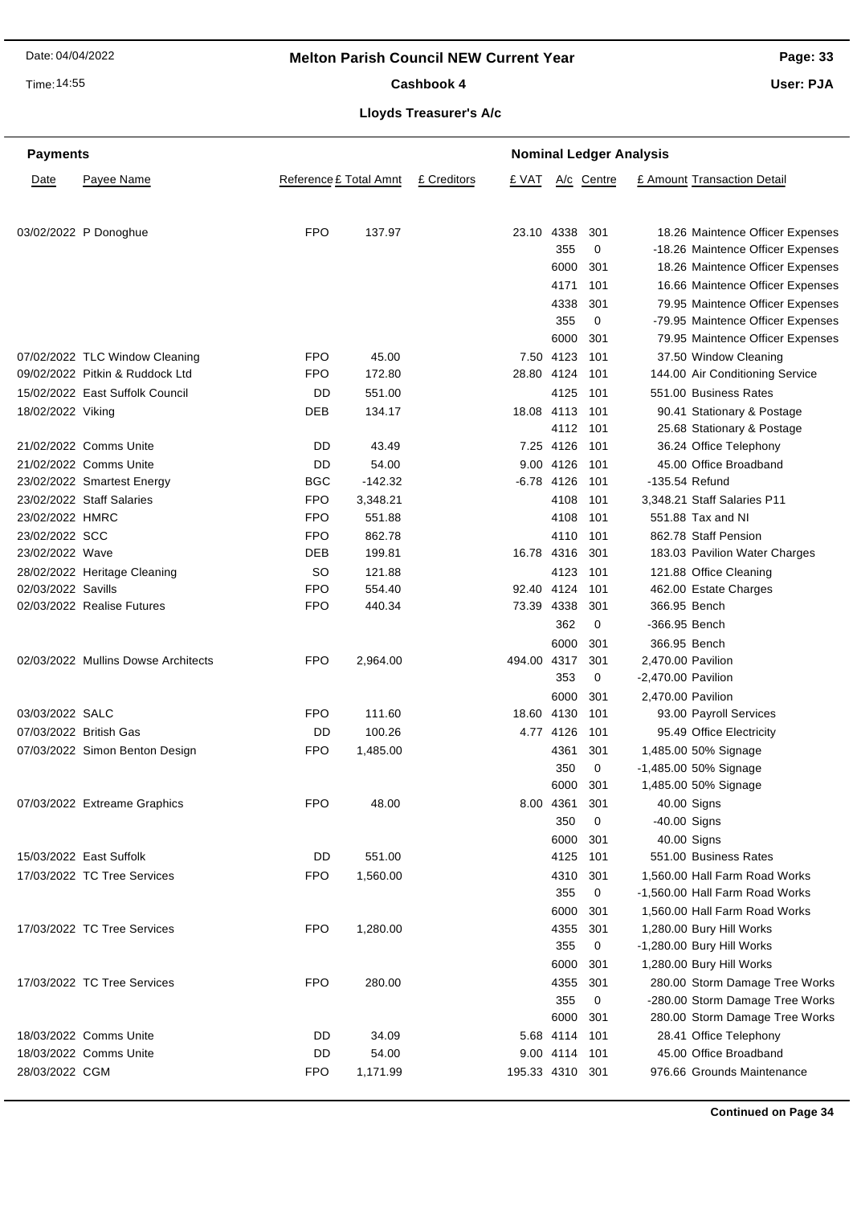# Melton Parish Council NEW Current Year

## Cashbook 4

### Lloyds Treasurer's A/c

| Date | Payee Name | Reference | £ Total Amnt | £ Creditors | £ VAT | A/c | Centre | £ Amount | Transaction Detail |
|---|---|---|---|---|---|---|---|---|---|
| 03/02/2022 | P Donoghue | FPO | 137.97 | | 23.10 | 4338 | 301 | 18.26 | Maintence Officer Expenses |
| | | | | | | 355 | 0 | -18.26 | Maintence Officer Expenses |
| | | | | | | 6000 | 301 | 18.26 | Maintence Officer Expenses |
| | | | | | | 4171 | 101 | 16.66 | Maintence Officer Expenses |
| | | | | | | 4338 | 301 | 79.95 | Maintence Officer Expenses |
| | | | | | | 355 | 0 | -79.95 | Maintence Officer Expenses |
| | | | | | | 6000 | 301 | 79.95 | Maintence Officer Expenses |
| 07/02/2022 | TLC Window Cleaning | FPO | 45.00 | | 7.50 | 4123 | 101 | 37.50 | Window Cleaning |
| 09/02/2022 | Pitkin & Ruddock Ltd | FPO | 172.80 | | 28.80 | 4124 | 101 | 144.00 | Air Conditioning Service |
| 15/02/2022 | East Suffolk Council | DD | 551.00 | | | 4125 | 101 | 551.00 | Business Rates |
| 18/02/2022 | Viking | DEB | 134.17 | | 18.08 | 4113 | 101 | 90.41 | Stationary & Postage |
| | | | | | | 4112 | 101 | 25.68 | Stationary & Postage |
| 21/02/2022 | Comms Unite | DD | 43.49 | | 7.25 | 4126 | 101 | 36.24 | Office Telephony |
| 21/02/2022 | Comms Unite | DD | 54.00 | | 9.00 | 4126 | 101 | 45.00 | Office Broadband |
| 23/02/2022 | Smartest Energy | BGC | -142.32 | | -6.78 | 4126 | 101 | -135.54 | Refund |
| 23/02/2022 | Staff Salaries | FPO | 3,348.21 | | | 4108 | 101 | 3,348.21 | Staff Salaries P11 |
| 23/02/2022 | HMRC | FPO | 551.88 | | | 4108 | 101 | 551.88 | Tax and NI |
| 23/02/2022 | SCC | FPO | 862.78 | | | 4110 | 101 | 862.78 | Staff Pension |
| 23/02/2022 | Wave | DEB | 199.81 | | 16.78 | 4316 | 301 | 183.03 | Pavilion Water Charges |
| 28/02/2022 | Heritage Cleaning | SO | 121.88 | | | 4123 | 101 | 121.88 | Office Cleaning |
| 02/03/2022 | Savills | FPO | 554.40 | | 92.40 | 4124 | 101 | 462.00 | Estate Charges |
| 02/03/2022 | Realise Futures | FPO | 440.34 | | 73.39 | 4338 | 301 | 366.95 | Bench |
| | | | | | | 362 | 0 | -366.95 | Bench |
| | | | | | | 6000 | 301 | 366.95 | Bench |
| 02/03/2022 | Mullins Dowse Architects | FPO | 2,964.00 | | 494.00 | 4317 | 301 | 2,470.00 | Pavilion |
| | | | | | | 353 | 0 | -2,470.00 | Pavilion |
| | | | | | | 6000 | 301 | 2,470.00 | Pavilion |
| 03/03/2022 | SALC | FPO | 111.60 | | 18.60 | 4130 | 101 | 93.00 | Payroll Services |
| 07/03/2022 | British Gas | DD | 100.26 | | 4.77 | 4126 | 101 | 95.49 | Office Electricity |
| 07/03/2022 | Simon Benton Design | FPO | 1,485.00 | | | 4361 | 301 | 1,485.00 | 50% Signage |
| | | | | | | 350 | 0 | -1,485.00 | 50% Signage |
| | | | | | | 6000 | 301 | 1,485.00 | 50% Signage |
| 07/03/2022 | Extreame Graphics | FPO | 48.00 | | 8.00 | 4361 | 301 | 40.00 | Signs |
| | | | | | | 350 | 0 | -40.00 | Signs |
| | | | | | | 6000 | 301 | 40.00 | Signs |
| 15/03/2022 | East Suffolk | DD | 551.00 | | | 4125 | 101 | 551.00 | Business Rates |
| 17/03/2022 | TC Tree Services | FPO | 1,560.00 | | | 4310 | 301 | 1,560.00 | Hall Farm Road Works |
| | | | | | | 355 | 0 | -1,560.00 | Hall Farm Road Works |
| | | | | | | 6000 | 301 | 1,560.00 | Hall Farm Road Works |
| 17/03/2022 | TC Tree Services | FPO | 1,280.00 | | | 4355 | 301 | 1,280.00 | Bury Hill Works |
| | | | | | | 355 | 0 | -1,280.00 | Bury Hill Works |
| | | | | | | 6000 | 301 | 1,280.00 | Bury Hill Works |
| 17/03/2022 | TC Tree Services | FPO | 280.00 | | | 4355 | 301 | 280.00 | Storm Damage Tree Works |
| | | | | | | 355 | 0 | -280.00 | Storm Damage Tree Works |
| | | | | | | 6000 | 301 | 280.00 | Storm Damage Tree Works |
| 18/03/2022 | Comms Unite | DD | 34.09 | | 5.68 | 4114 | 101 | 28.41 | Office Telephony |
| 18/03/2022 | Comms Unite | DD | 54.00 | | 9.00 | 4114 | 101 | 45.00 | Office Broadband |
| 28/03/2022 | CGM | FPO | 1,171.99 | | 195.33 | 4310 | 301 | 976.66 | Grounds Maintenance |

**Continued on Page 34**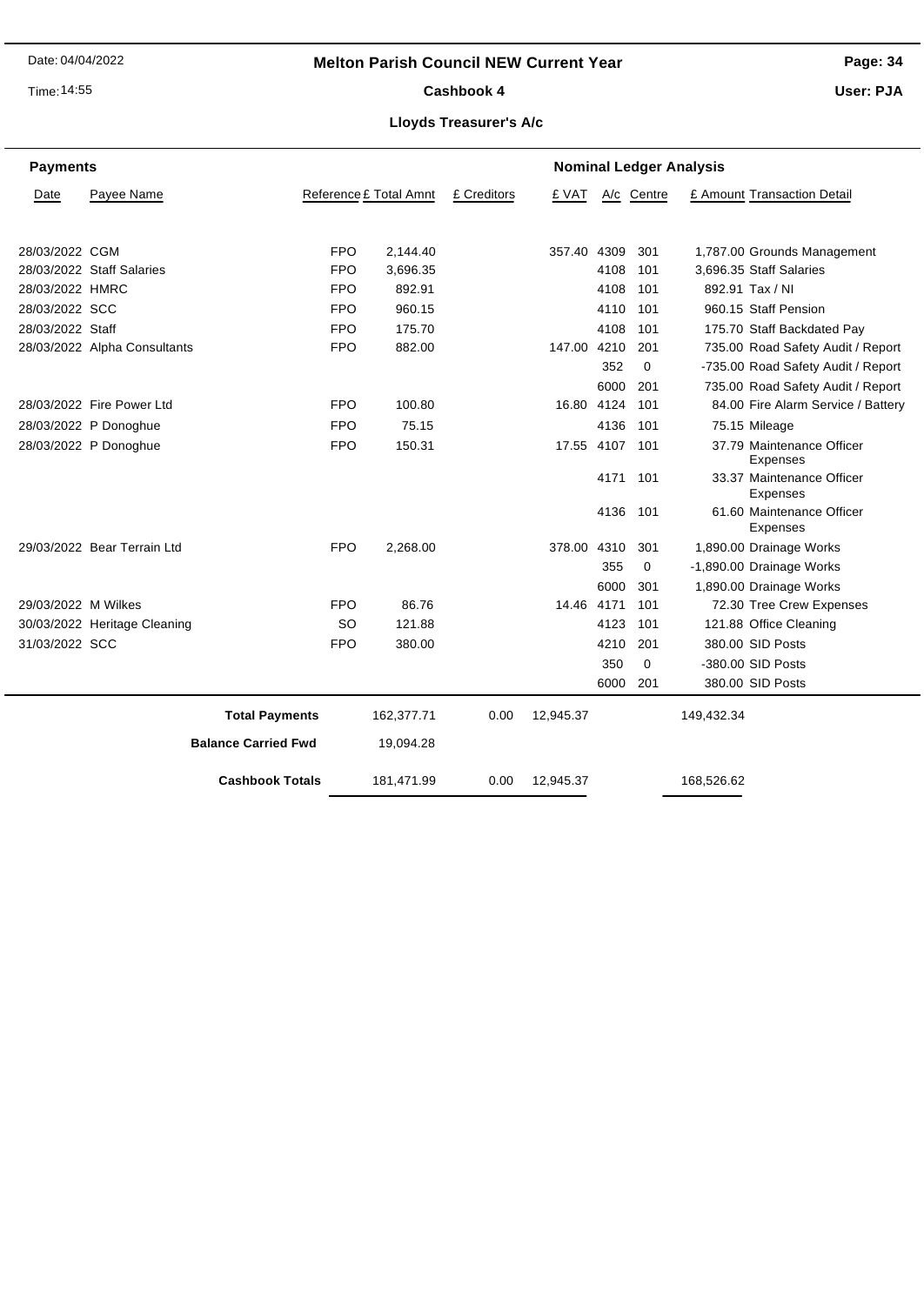## Melton Parish Council NEW Current Year

### Cashbook 4

### Lloyds Treasurer's A/c

Date: 04/04/2022
Time: 14:55

User: PJA

| Payments | | | | | | | | | Nominal Ledger Analysis |
|---|---|---|---|---|---|---|---|---|---|
| Date | Payee Name | Reference | £ Total Amnt | £ Creditors | £ VAT | A/c | Centre | £ Amount | Transaction Detail |
| 28/03/2022 | CGM | FPO | 2,144.40 | | 357.40 | 4309 | 301 | 1,787.00 | Grounds Management |
| 28/03/2022 | Staff Salaries | FPO | 3,696.35 | | | 4108 | 101 | 3,696.35 | Staff Salaries |
| 28/03/2022 | HMRC | FPO | 892.91 | | | 4108 | 101 | 892.91 | Tax / NI |
| 28/03/2022 | SCC | FPO | 960.15 | | | 4110 | 101 | 960.15 | Staff Pension |
| 28/03/2022 | Staff | FPO | 175.70 | | | 4108 | 101 | 175.70 | Staff Backdated Pay |
| 28/03/2022 | Alpha Consultants | FPO | 882.00 | | 147.00 | 4210 | 201 | 735.00 | Road Safety Audit / Report |
| | | | | | | 352 | 0 | -735.00 | Road Safety Audit / Report |
| | | | | | | 6000 | 201 | 735.00 | Road Safety Audit / Report |
| 28/03/2022 | Fire Power Ltd | FPO | 100.80 | | 16.80 | 4124 | 101 | 84.00 | Fire Alarm Service / Battery |
| 28/03/2022 | P Donoghue | FPO | 75.15 | | | 4136 | 101 | 75.15 | Mileage |
| 28/03/2022 | P Donoghue | FPO | 150.31 | | 17.55 | 4107 | 101 | 37.79 | Maintenance Officer Expenses |
| | | | | | | 4171 | 101 | 33.37 | Maintenance Officer Expenses |
| | | | | | | 4136 | 101 | 61.60 | Maintenance Officer Expenses |
| 29/03/2022 | Bear Terrain Ltd | FPO | 2,268.00 | | 378.00 | 4310 | 301 | 1,890.00 | Drainage Works |
| | | | | | | 355 | 0 | -1,890.00 | Drainage Works |
| | | | | | | 6000 | 301 | 1,890.00 | Drainage Works |
| 29/03/2022 | M Wilkes | FPO | 86.76 | | 14.46 | 4171 | 101 | 72.30 | Tree Crew Expenses |
| 30/03/2022 | Heritage Cleaning | SO | 121.88 | | | 4123 | 101 | 121.88 | Office Cleaning |
| 31/03/2022 | SCC | FPO | 380.00 | | | 4210 | 201 | 380.00 | SID Posts |
| | | | | | | 350 | 0 | -380.00 | SID Posts |
| | | | | | | 6000 | 201 | 380.00 | SID Posts |
| | **Total Payments** | | 162,377.71 | 0.00 | 12,945.37 | | | 149,432.34 | |
| | **Balance Carried Fwd** | | 19,094.28 | | | | | | |
| | **Cashbook Totals** | | 181,471.99 | 0.00 | 12,945.37 | | | 168,526.62 | |